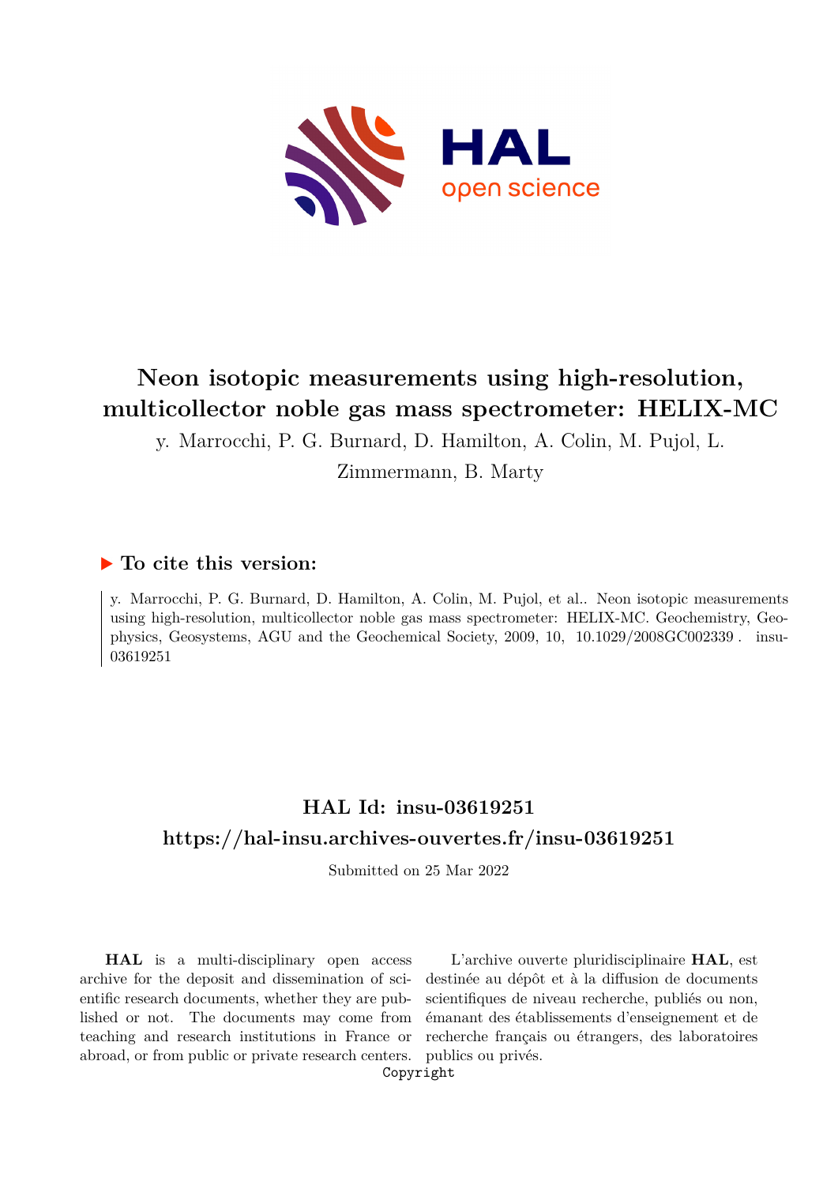# Neon isotopic measurements using high-resolution, multicollector noble gas mass spectrometer: HELIX-MC

y. Marrocchi, P. G. Burnard, D. Hamilton, A. Colin, M. Pujol, L. Zimmermann, B. Marty

## ▶ To cite this version:

y. Marrocchi, P. G. Burnard, D. Hamilton, A. Colin, M. Pujol, et al.. Neon isotopic measurements using high-resolution, multicollector noble gas mass spectrometer: HELIX-MC. Geochemistry, Geophysics, Geosystems, AGU and the Geochemical Society, 2009, 10, 10.1029/2008GC002339 . insu-03619251

## HAL Id: insu-03619251

## https://hal-insu.archives-ouvertes.fr/insu-03619251

Submitted on 25 Mar 2022

**HAL** is a multi-disciplinary open access archive for the deposit and dissemination of scientific research documents, whether they are published or not. The documents may come from teaching and research institutions in France or abroad, or from public or private research centers.

L'archive ouverte pluridisciplinaire **HAL**, est destinée au dépôt et à la diffusion de documents scientifiques de niveau recherche, publiés ou non, émanant des établissements d'enseignement et de recherche français ou étrangers, des laboratoires publics ou privés.

Copyright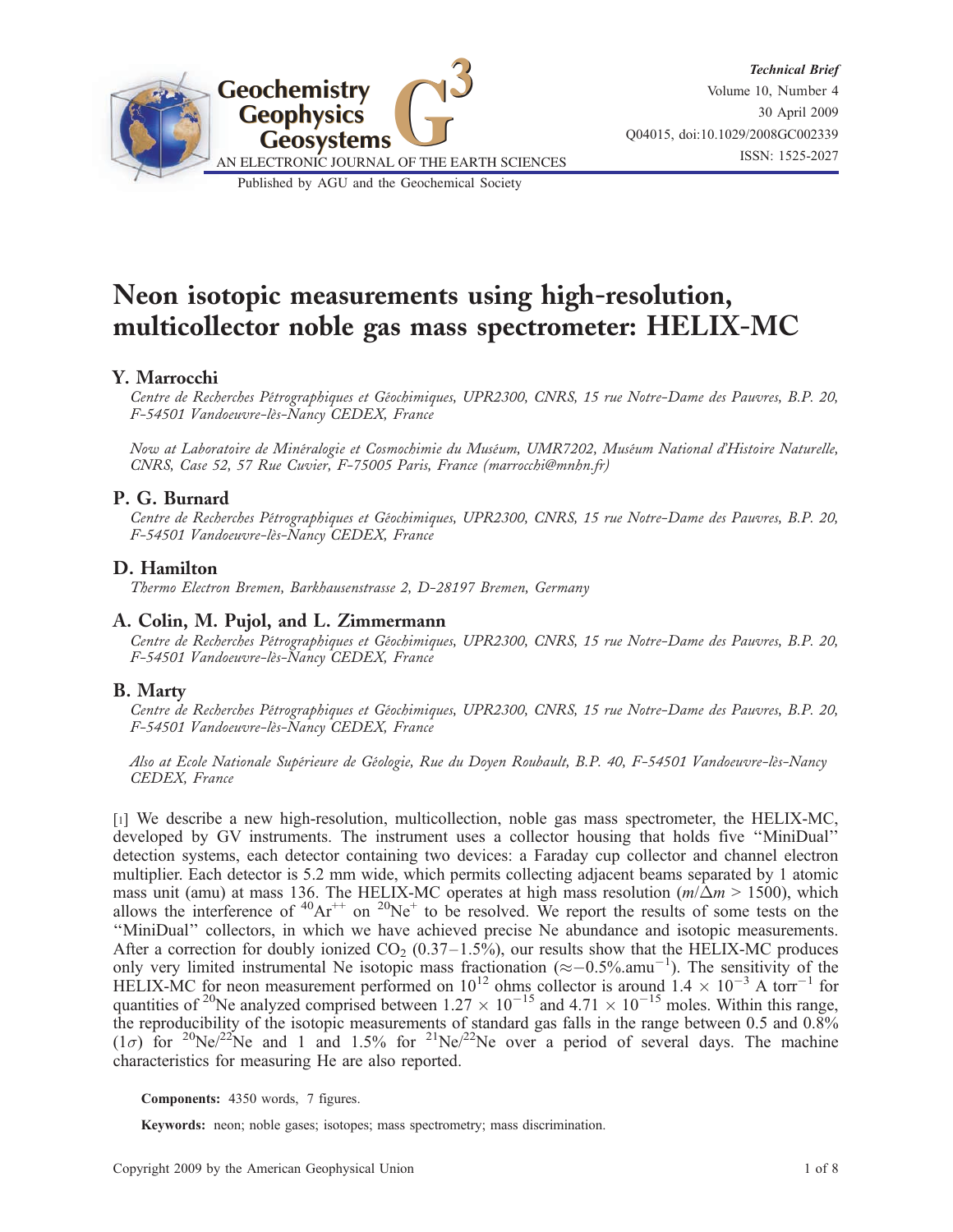# Neon isotopic measurements using high-resolution, multicollector noble gas mass spectrometer: HELIX-MC

## Y. Marrocchi

*Centre de Recherches Pétrographiques et Géochimiques, UPR2300, CNRS, 15 rue Notre-Dame des Pauvres, B.P. 20, F-54501 Vandoeuvre-lès-Nancy CEDEX, France*

*Now at Laboratoire de Minéralogie et Cosmochimie du Muséum, UMR7202, Muséum National d'Histoire Naturelle, CNRS, Case 52, 57 Rue Cuvier, F-75005 Paris, France (marrocchi@mnhn.fr)*

## P. G. Burnard

*Centre de Recherches Pétrographiques et Géochimiques, UPR2300, CNRS, 15 rue Notre-Dame des Pauvres, B.P. 20, F-54501 Vandoeuvre-lès-Nancy CEDEX, France*

## D. Hamilton

*Thermo Electron Bremen, Barkhausenstrasse 2, D-28197 Bremen, Germany*

## A. Colin, M. Pujol, and L. Zimmermann

*Centre de Recherches Pétrographiques et Géochimiques, UPR2300, CNRS, 15 rue Notre-Dame des Pauvres, B.P. 20, F-54501 Vandoeuvre-lès-Nancy CEDEX, France*

## B. Marty

*Centre de Recherches Pétrographiques et Géochimiques, UPR2300, CNRS, 15 rue Notre-Dame des Pauvres, B.P. 20, F-54501 Vandoeuvre-lès-Nancy CEDEX, France*

*Also at Ecole Nationale Supérieure de Géologie, Rue du Doyen Roubault, B.P. 40, F-54501 Vandoeuvre-lès-Nancy CEDEX, France*

[1] We describe a new high-resolution, multicollection, noble gas mass spectrometer, the HELIX-MC, developed by GV instruments. The instrument uses a collector housing that holds five "MiniDual" detection systems, each detector containing two devices: a Faraday cup collector and channel electron multiplier. Each detector is 5.2 mm wide, which permits collecting adjacent beams separated by 1 atomic mass unit (amu) at mass 136. The HELIX-MC operates at high mass resolution ($m/\Delta m > 1500$), which allows the interference of $^{40}Ar^{++}$ on $^{20}Ne^{+}$ to be resolved. We report the results of some tests on the "MiniDual" collectors, in which we have achieved precise Ne abundance and isotopic measurements. After a correction for doubly ionized $CO_2$ (0.37–1.5%), our results show that the HELIX-MC produces only very limited instrumental Ne isotopic mass fractionation ($\approx -0.5\%.\text{amu}^{-1}$). The sensitivity of the HELIX-MC for neon measurement performed on $10^{12}$ ohms collector is around $1.4 \times 10^{-3}$ A torr$^{-1}$ for quantities of $^{20}$Ne analyzed comprised between $1.27 \times 10^{-15}$ and $4.71 \times 10^{-15}$ moles. Within this range, the reproducibility of the isotopic measurements of standard gas falls in the range between 0.5 and 0.8% ($1\sigma$) for $^{20}Ne/^{22}Ne$ and 1 and 1.5% for $^{21}Ne/^{22}Ne$ over a period of several days. The machine characteristics for measuring He are also reported.

**Components:** 4350 words, 7 figures.

**Keywords:** neon; noble gases; isotopes; mass spectrometry; mass discrimination.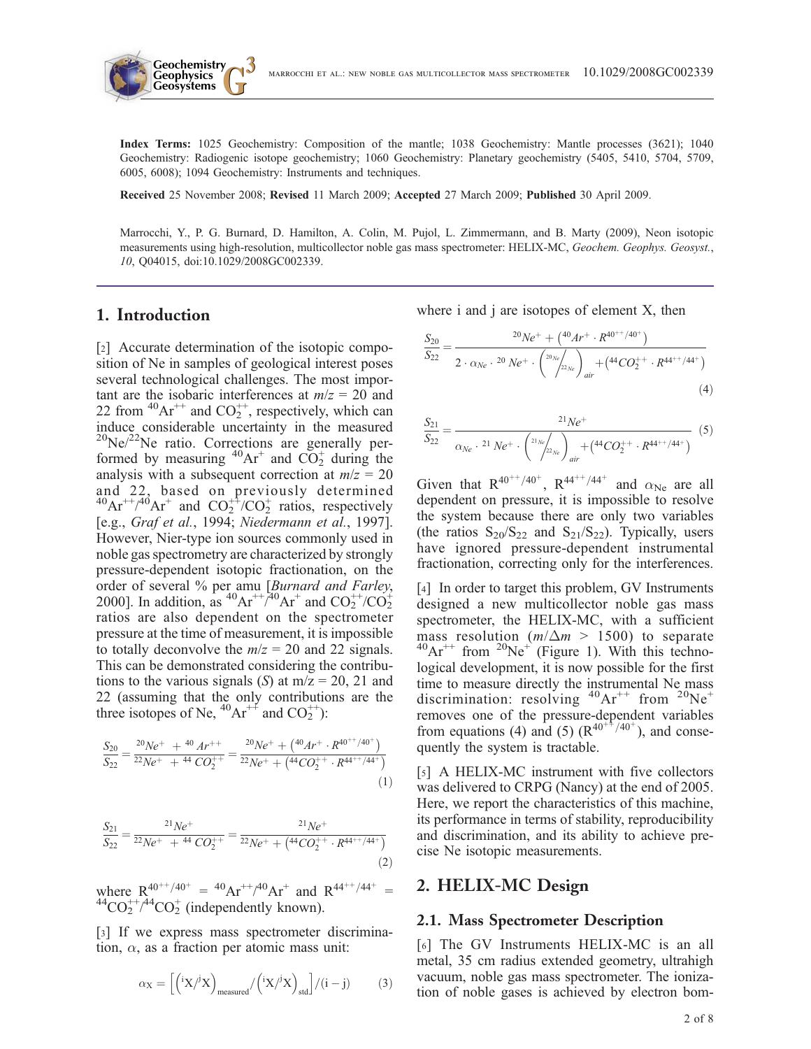**Index Terms:** 1025 Geochemistry: Composition of the mantle; 1038 Geochemistry: Mantle processes (3621); 1040 Geochemistry: Radiogenic isotope geochemistry; 1060 Geochemistry: Planetary geochemistry (5405, 5410, 5704, 5709, 6005, 6008); 1094 Geochemistry: Instruments and techniques.

**Received** 25 November 2008; **Revised** 11 March 2009; **Accepted** 27 March 2009; **Published** 30 April 2009.

Marrocchi, Y., P. G. Burnard, D. Hamilton, A. Colin, M. Pujol, L. Zimmermann, and B. Marty (2009), Neon isotopic measurements using high-resolution, multicollector noble gas mass spectrometer: HELIX-MC, *Geochem. Geophys. Geosyst.*, *10*, Q04015, doi:10.1029/2008GC002339.

## 1. Introduction

[2] Accurate determination of the isotopic composition of Ne in samples of geological interest poses several technological challenges. The most important are the isobaric interferences at $m/z$ = 20 and 22 from $^{40}Ar^{++}$ and $CO_2^{++}$, respectively, which can induce considerable uncertainty in the measured $^{20}Ne/^{22}Ne$ ratio. Corrections are generally performed by measuring $^{40}Ar^{+}$ and $CO_2^{+}$ during the analysis with a subsequent correction at $m/z$ = 20 and 22, based on previously determined $^{40}Ar^{++}/^{40}Ar^{+}$ and $CO_2^{++}/CO_2^{+}$ ratios, respectively [e.g., *Graf et al.*, 1994; *Niedermann et al.*, 1997]. However, Nier-type ion sources commonly used in noble gas spectrometry are characterized by strongly pressure-dependent isotopic fractionation, on the order of several % per amu [*Burnard and Farley*, 2000]. In addition, as $^{40}Ar^{++}/^{40}Ar^{+}$ and $CO_2^{++}/CO_2^{+}$ ratios are also dependent on the spectrometer pressure at the time of measurement, it is impossible to totally deconvolve the $m/z$ = 20 and 22 signals. This can be demonstrated considering the contributions to the various signals ($S$) at m/z = 20, 21 and 22 (assuming that the only contributions are the three isotopes of Ne, $^{40}Ar^{++}$ and $CO_2^{++}$):

$$\frac{S_{20}}{S_{22}} = \frac{^{20}Ne^{+} + {}^{40}Ar^{++}}{^{22}Ne^{+} + {}^{44}CO_2^{++}} = \frac{^{20}Ne^{+} + \left({}^{40}Ar^{+} \cdot R^{40^{++}/40^{+}}\right)}{^{22}Ne^{+} + \left({}^{44}CO_2^{++} \cdot R^{44^{++}/44^{+}}\right)} \tag{1}$$

$$\frac{S_{21}}{S_{22}} = \frac{^{21}Ne^{+}}{^{22}Ne^{+} + {}^{44}CO_2^{++}} = \frac{^{21}Ne^{+}}{^{22}Ne^{+} + \left({}^{44}CO_2^{++} \cdot R^{44^{++}/44^{+}}\right)} \tag{2}$$

where $R^{40^{++}/40^{+}} = {}^{40}Ar^{++}/{}^{40}Ar^{+}$ and $R^{44^{++}/44^{+}} = {}^{44}CO_2^{++}/{}^{44}CO_2^{+}$ (independently known).

[3] If we express mass spectrometer discrimination, $\alpha$, as a fraction per atomic mass unit:

$$\alpha_X = \left[\left({}^{i}X/{}^{j}X\right)_{measured} / \left({}^{i}X/{}^{j}X\right)_{std}\right] / (i - j) \tag{3}$$

where i and j are isotopes of element X, then

$$\frac{S_{20}}{S_{22}} = \frac{^{20}Ne^{+} + \left({}^{40}Ar^{+} \cdot R^{40^{++}/40^{+}}\right)}{2 \cdot \alpha_{Ne} \cdot {}^{20}Ne^{+} \cdot \left(\frac{^{20}Ne}{^{22}Ne}\right)_{air} + \left({}^{44}CO_2^{++} \cdot R^{44^{++}/44^{+}}\right)} \tag{4}$$

$$\frac{S_{21}}{S_{22}} = \frac{^{21}Ne^{+}}{\alpha_{Ne} \cdot {}^{21}Ne^{+} \cdot \left(\frac{^{21}Ne}{^{22}Ne}\right)_{air} + \left({}^{44}CO_2^{++} \cdot R^{44^{++}/44^{+}}\right)} \tag{5}$$

Given that $R^{40^{++}/40^{+}}$, $R^{44^{++}/44^{+}}$ and $\alpha_{Ne}$ are all dependent on pressure, it is impossible to resolve the system because there are only two variables (the ratios $S_{20}/S_{22}$ and $S_{21}/S_{22}$). Typically, users have ignored pressure-dependent instrumental fractionation, correcting only for the interferences.

[4] In order to target this problem, GV Instruments designed a new multicollector noble gas mass spectrometer, the HELIX-MC, with a sufficient mass resolution ($m/\Delta m$ > 1500) to separate $^{40}Ar^{++}$ from $^{20}Ne^{+}$ (Figure 1). With this technological development, it is now possible for the first time to measure directly the instrumental Ne mass discrimination: resolving $^{40}Ar^{++}$ from $^{20}Ne^{+}$ removes one of the pressure-dependent variables from equations (4) and (5) ($R^{40^{++}/40^{+}}$), and consequently the system is tractable.

[5] A HELIX-MC instrument with five collectors was delivered to CRPG (Nancy) at the end of 2005. Here, we report the characteristics of this machine, its performance in terms of stability, reproducibility and discrimination, and its ability to achieve precise Ne isotopic measurements.

## 2. HELIX-MC Design

### 2.1. Mass Spectrometer Description

[6] The GV Instruments HELIX-MC is an all metal, 35 cm radius extended geometry, ultrahigh vacuum, noble gas mass spectrometer. The ionization of noble gases is achieved by electron bom-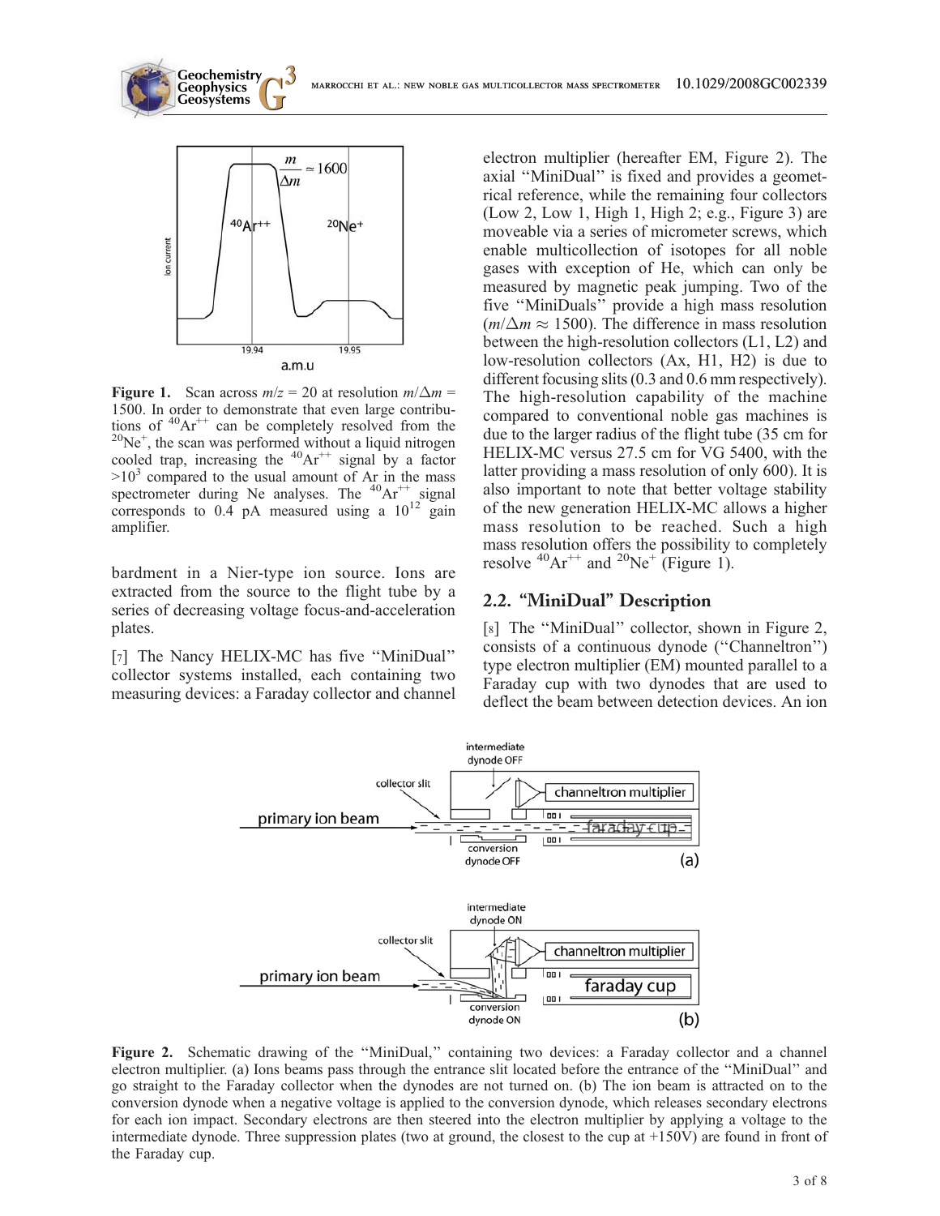**Figure 1.** Scan across $m/z = 20$ at resolution $m/\Delta m = 1500$. In order to demonstrate that even large contributions of $^{40}Ar^{++}$ can be completely resolved from the $^{20}Ne^{+}$, the scan was performed without a liquid nitrogen cooled trap, increasing the $^{40}Ar^{++}$ signal by a factor $>10^3$ compared to the usual amount of Ar in the mass spectrometer during Ne analyses. The $^{40}Ar^{++}$ signal corresponds to 0.4 pA measured using a $10^{12}$ gain amplifier.

bardment in a Nier-type ion source. Ions are extracted from the source to the flight tube by a series of decreasing voltage focus-and-acceleration plates.

[7] The Nancy HELIX-MC has five "MiniDual" collector systems installed, each containing two measuring devices: a Faraday collector and channel electron multiplier (hereafter EM, Figure 2). The axial "MiniDual" is fixed and provides a geometrical reference, while the remaining four collectors (Low 2, Low 1, High 1, High 2; e.g., Figure 3) are moveable via a series of micrometer screws, which enable multicollection of isotopes for all noble gases with exception of He, which can only be measured by magnetic peak jumping. Two of the five "MiniDuals" provide a high mass resolution ($m/\Delta m \approx 1500$). The difference in mass resolution between the high-resolution collectors (L1, L2) and low-resolution collectors (Ax, H1, H2) is due to different focusing slits (0.3 and 0.6 mm respectively). The high-resolution capability of the machine compared to conventional noble gas machines is due to the larger radius of the flight tube (35 cm for HELIX-MC versus 27.5 cm for VG 5400, with the latter providing a mass resolution of only 600). It is also important to note that better voltage stability of the new generation HELIX-MC allows a higher mass resolution to be reached. Such a high mass resolution offers the possibility to completely resolve $^{40}Ar^{++}$ and $^{20}Ne^{+}$ (Figure 1).

## 2.2. "MiniDual" Description

[8] The "MiniDual" collector, shown in Figure 2, consists of a continuous dynode ("Channeltron") type electron multiplier (EM) mounted parallel to a Faraday cup with two dynodes that are used to deflect the beam between detection devices. An ion

**Figure 2.** Schematic drawing of the "MiniDual," containing two devices: a Faraday collector and a channel electron multiplier. (a) Ions beams pass through the entrance slit located before the entrance of the "MiniDual" and go straight to the Faraday collector when the dynodes are not turned on. (b) The ion beam is attracted on to the conversion dynode when a negative voltage is applied to the conversion dynode, which releases secondary electrons for each ion impact. Secondary electrons are then steered into the electron multiplier by applying a voltage to the intermediate dynode. Three suppression plates (two at ground, the closest to the cup at +150V) are found in front of the Faraday cup.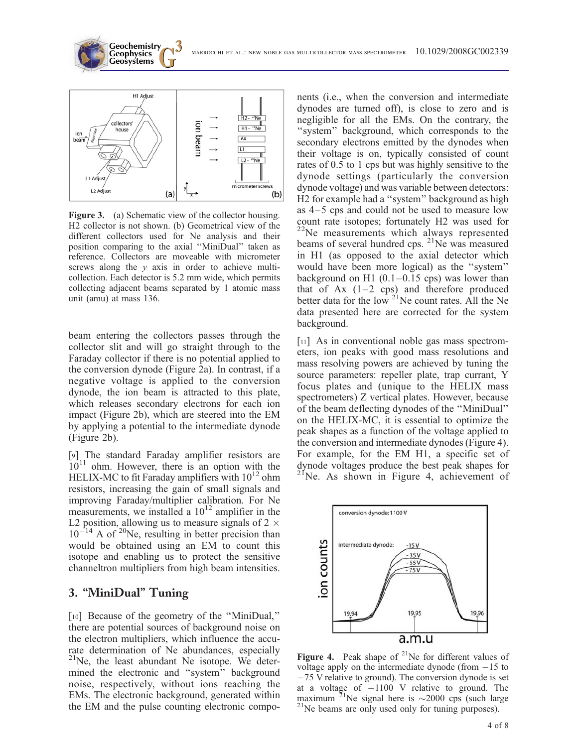Figure 3. (a) Schematic view of the collector housing. H2 collector is not shown. (b) Geometrical view of the different collectors used for Ne analysis and their position comparing to the axial "MiniDual" taken as reference. Collectors are moveable with micrometer screws along the $y$ axis in order to achieve multicollection. Each detector is 5.2 mm wide, which permits collecting adjacent beams separated by 1 atomic mass unit (amu) at mass 136.

beam entering the collectors passes through the collector slit and will go straight through to the Faraday collector if there is no potential applied to the conversion dynode (Figure 2a). In contrast, if a negative voltage is applied to the conversion dynode, the ion beam is attracted to this plate, which releases secondary electrons for each ion impact (Figure 2b), which are steered into the EM by applying a potential to the intermediate dynode (Figure 2b).

[9] The standard Faraday amplifier resistors are $10^{11}$ ohm. However, there is an option with the HELIX-MC to fit Faraday amplifiers with $10^{12}$ ohm resistors, increasing the gain of small signals and improving Faraday/multiplier calibration. For Ne measurements, we installed a $10^{12}$ amplifier in the L2 position, allowing us to measure signals of $2 \times 10^{-14}$ A of $^{20}$Ne, resulting in better precision than would be obtained using an EM to count this isotope and enabling us to protect the sensitive channeltron multipliers from high beam intensities.

## 3. "MiniDual" Tuning

[10] Because of the geometry of the "MiniDual," there are potential sources of background noise on the electron multipliers, which influence the accurate determination of Ne abundances, especially $^{21}$Ne, the least abundant Ne isotope. We determined the electronic and "system" background noise, respectively, without ions reaching the EMs. The electronic background, generated within the EM and the pulse counting electronic components (i.e., when the conversion and intermediate dynodes are turned off), is close to zero and is negligible for all the EMs. On the contrary, the "system" background, which corresponds to the secondary electrons emitted by the dynodes when their voltage is on, typically consisted of count rates of 0.5 to 1 cps but was highly sensitive to the dynode settings (particularly the conversion dynode voltage) and was variable between detectors: H2 for example had a "system" background as high as 4–5 cps and could not be used to measure low count rate isotopes; fortunately H2 was used for $^{22}$Ne measurements which always represented beams of several hundred cps. $^{21}$Ne was measured in H1 (as opposed to the axial detector which would have been more logical) as the "system" background on H1 (0.1–0.15 cps) was lower than that of Ax (1–2 cps) and therefore produced better data for the low $^{21}$Ne count rates. All the Ne data presented here are corrected for the system background.

[11] As in conventional noble gas mass spectrometers, ion peaks with good mass resolutions and mass resolving powers are achieved by tuning the source parameters: repeller plate, trap currant, Y focus plates and (unique to the HELIX mass spectrometers) Z vertical plates. However, because of the beam deflecting dynodes of the "MiniDual" on the HELIX-MC, it is essential to optimize the peak shapes as a function of the voltage applied to the conversion and intermediate dynodes (Figure 4). For example, for the EM H1, a specific set of dynode voltages produce the best peak shapes for $^{21}$Ne. As shown in Figure 4, achievement of

Figure 4. Peak shape of $^{21}$Ne for different values of voltage apply on the intermediate dynode (from $-15$ to $-75$ V relative to ground). The conversion dynode is set at a voltage of $-1100$ V relative to ground. The maximum $^{21}$Ne signal here is $\sim$2000 cps (such large $^{21}$Ne beams are only used only for tuning purposes).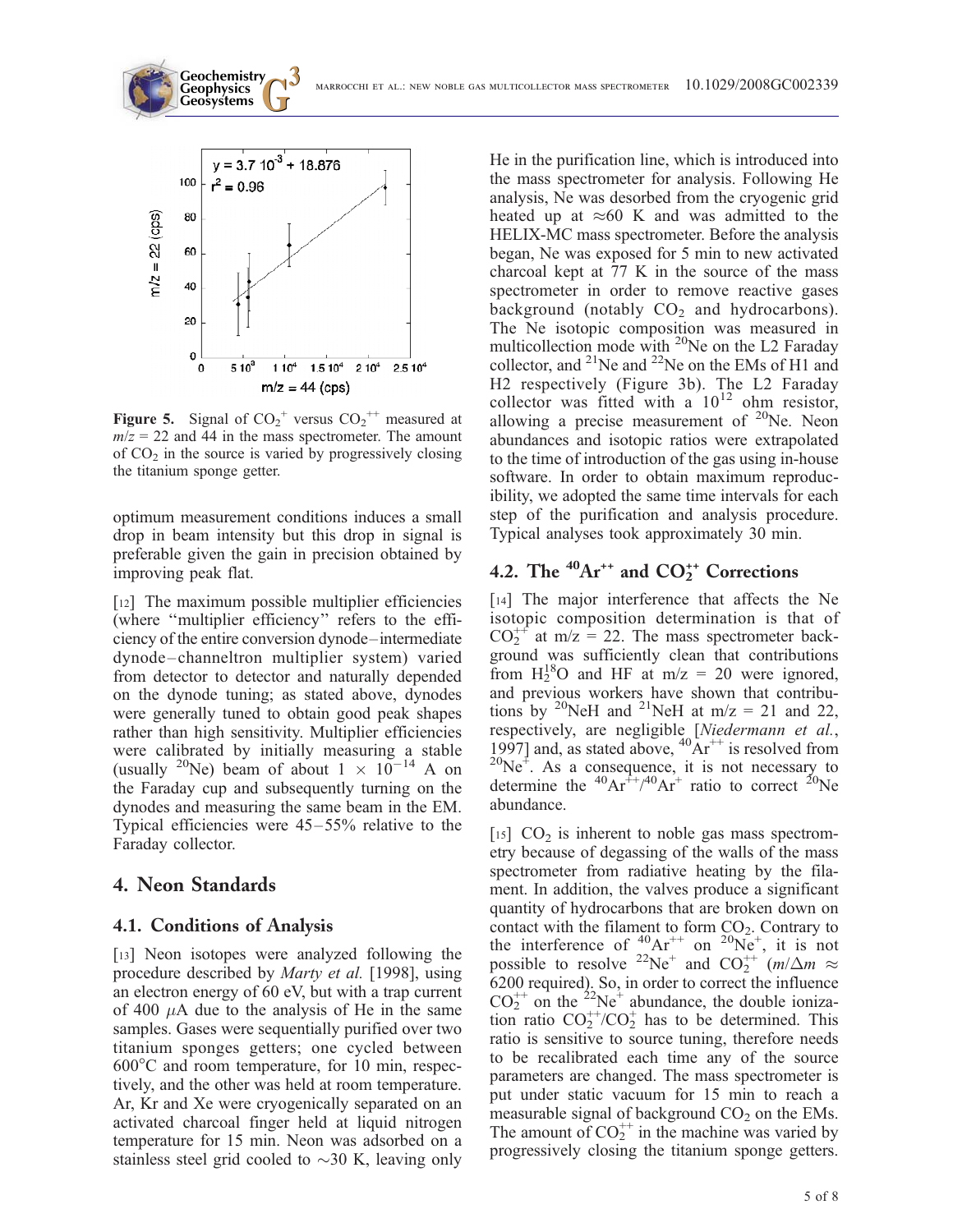Figure 5. Signal of $CO_2^+$ versus $CO_2^{++}$ measured at $m/z = 22$ and 44 in the mass spectrometer. The amount of $CO_2$ in the source is varied by progressively closing the titanium sponge getter.

optimum measurement conditions induces a small drop in beam intensity but this drop in signal is preferable given the gain in precision obtained by improving peak flat.

[12] The maximum possible multiplier efficiencies (where "multiplier efficiency" refers to the efficiency of the entire conversion dynode–intermediate dynode–channeltron multiplier system) varied from detector to detector and naturally depended on the dynode tuning; as stated above, dynodes were generally tuned to obtain good peak shapes rather than high sensitivity. Multiplier efficiencies were calibrated by initially measuring a stable (usually $^{20}Ne$) beam of about $1 \times 10^{-14}$ A on the Faraday cup and subsequently turning on the dynodes and measuring the same beam in the EM. Typical efficiencies were 45–55% relative to the Faraday collector.

## 4. Neon Standards

### 4.1. Conditions of Analysis

[13] Neon isotopes were analyzed following the procedure described by *Marty et al.* [1998], using an electron energy of 60 eV, but with a trap current of 400 $\mu$A due to the analysis of He in the same samples. Gases were sequentially purified over two titanium sponges getters; one cycled between 600°C and room temperature, for 10 min, respectively, and the other was held at room temperature. Ar, Kr and Xe were cryogenically separated on an activated charcoal finger held at liquid nitrogen temperature for 15 min. Neon was adsorbed on a stainless steel grid cooled to ~30 K, leaving only He in the purification line, which is introduced into the mass spectrometer for analysis. Following He analysis, Ne was desorbed from the cryogenic grid heated up at ≈60 K and was admitted to the HELIX-MC mass spectrometer. Before the analysis began, Ne was exposed for 5 min to new activated charcoal kept at 77 K in the source of the mass spectrometer in order to remove reactive gases background (notably $CO_2$ and hydrocarbons). The Ne isotopic composition was measured in multicollection mode with $^{20}Ne$ on the L2 Faraday collector, and $^{21}Ne$ and $^{22}Ne$ on the EMs of H1 and H2 respectively (Figure 3b). The L2 Faraday collector was fitted with a $10^{12}$ ohm resistor, allowing a precise measurement of $^{20}Ne$. Neon abundances and isotopic ratios were extrapolated to the time of introduction of the gas using in-house software. In order to obtain maximum reproducibility, we adopted the same time intervals for each step of the purification and analysis procedure. Typical analyses took approximately 30 min.

### 4.2. The $^{40}Ar^{++}$ and $CO_2^{++}$ Corrections

[14] The major interference that affects the Ne isotopic composition determination is that of $CO_2^{++}$ at m/z = 22. The mass spectrometer background was sufficiently clean that contributions from $H_2^{18}O$ and HF at m/z = 20 were ignored, and previous workers have shown that contributions by $^{20}NeH$ and $^{21}NeH$ at m/z = 21 and 22, respectively, are negligible [*Niedermann et al.*, 1997] and, as stated above, $^{40}Ar^{++}$ is resolved from $^{20}Ne^+$. As a consequence, it is not necessary to determine the $^{40}Ar^{++}/^{40}Ar^+$ ratio to correct $^{20}Ne$ abundance.

[15] $CO_2$ is inherent to noble gas mass spectrometry because of degassing of the walls of the mass spectrometer from radiative heating by the filament. In addition, the valves produce a significant quantity of hydrocarbons that are broken down on contact with the filament to form $CO_2$. Contrary to the interference of $^{40}Ar^{++}$ on $^{20}Ne^+$, it is not possible to resolve $^{22}Ne^+$ and $CO_2^{++}$ ($m/\Delta m \approx 6200$ required). So, in order to correct the influence $CO_2^{++}$ on the $^{22}Ne^+$ abundance, the double ionization ratio $CO_2^{++}/CO_2^+$ has to be determined. This ratio is sensitive to source tuning, therefore needs to be recalibrated each time any of the source parameters are changed. The mass spectrometer is put under static vacuum for 15 min to reach a measurable signal of background $CO_2$ on the EMs. The amount of $CO_2^{++}$ in the machine was varied by progressively closing the titanium sponge getters.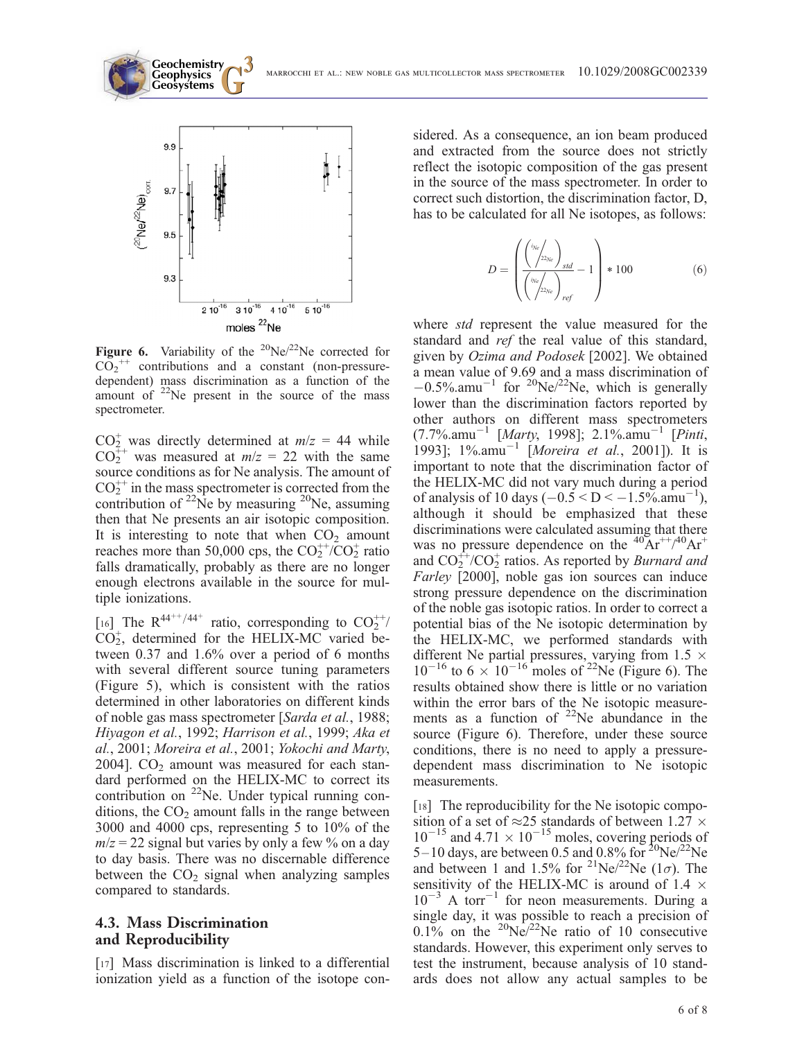**Figure 6.** Variability of the $^{20}Ne/^{22}Ne$ corrected for $CO_2^{++}$ contributions and a constant (non-pressure-dependent) mass discrimination as a function of the amount of $^{22}Ne$ present in the source of the mass spectrometer.

$CO_2^+$ was directly determined at $m/z = 44$ while $CO_2^{++}$ was measured at $m/z = 22$ with the same source conditions as for Ne analysis. The amount of $CO_2^{++}$ in the mass spectrometer is corrected from the contribution of $^{22}Ne$ by measuring $^{20}Ne$, assuming then that Ne presents an air isotopic composition. It is interesting to note that when $CO_2$ amount reaches more than 50,000 cps, the $CO_2^{++}/CO_2^+$ ratio falls dramatically, probably as there are no longer enough electrons available in the source for multiple ionizations.

[16] The $R^{44^{++}/44^+}$ ratio, corresponding to $CO_2^{++}/CO_2^+$, determined for the HELIX-MC varied between 0.37 and 1.6% over a period of 6 months with several different source tuning parameters (Figure 5), which is consistent with the ratios determined in other laboratories on different kinds of noble gas mass spectrometer [*Sarda et al.*, 1988; *Hiyagon et al.*, 1992; *Harrison et al.*, 1999; *Aka et al.*, 2001; *Moreira et al.*, 2001; *Yokochi and Marty*, 2004]. $CO_2$ amount was measured for each standard performed on the HELIX-MC to correct its contribution on $^{22}Ne$. Under typical running conditions, the $CO_2$ amount falls in the range between 3000 and 4000 cps, representing 5 to 10% of the $m/z = 22$ signal but varies by only a few % on a day to day basis. There was no discernable difference between the $CO_2$ signal when analyzing samples compared to standards.

### 4.3. Mass Discrimination and Reproducibility

[17] Mass discrimination is linked to a differential ionization yield as a function of the isotope considered. As a consequence, an ion beam produced and extracted from the source does not strictly reflect the isotopic composition of the gas present in the source of the mass spectrometer. In order to correct such distortion, the discrimination factor, D, has to be calculated for all Ne isotopes, as follows:

$$D = \left( \frac{\left( {}^{i}Ne / {}^{22}Ne \right)_{std}}{\left( {}^{i}Ne / {}^{22}Ne \right)_{ref}} - 1 \right) * 100 \qquad (6)$$

where *std* represent the value measured for the standard and *ref* the real value of this standard, given by *Ozima and Podosek* [2002]. We obtained a mean value of 9.69 and a mass discrimination of $-0.5\%.amu^{-1}$ for $^{20}Ne/^{22}Ne$, which is generally lower than the discrimination factors reported by other authors on different mass spectrometers ($7.7\%.amu^{-1}$ [*Marty*, 1998]; $2.1\%.amu^{-1}$ [*Pinti*, 1993]; $1\%.amu^{-1}$ [*Moreira et al.*, 2001]). It is important to note that the discrimination factor of the HELIX-MC did not vary much during a period of analysis of 10 days ($-0.5 < D < -1.5\%.amu^{-1}$), although it should be emphasized that these discriminations were calculated assuming that there was no pressure dependence on the $^{40}Ar^{++}/^{40}Ar^+$ and $CO_2^{++}/CO_2^+$ ratios. As reported by *Burnard and Farley* [2000], noble gas ion sources can induce strong pressure dependence on the discrimination of the noble gas isotopic ratios. In order to correct a potential bias of the Ne isotopic determination by the HELIX-MC, we performed standards with different Ne partial pressures, varying from $1.5 \times 10^{-16}$ to $6 \times 10^{-16}$ moles of $^{22}Ne$ (Figure 6). The results obtained show there is little or no variation within the error bars of the Ne isotopic measurements as a function of $^{22}Ne$ abundance in the source (Figure 6). Therefore, under these source conditions, there is no need to apply a pressure-dependent mass discrimination to Ne isotopic measurements.

[18] The reproducibility for the Ne isotopic composition of a set of ≈25 standards of between $1.27 \times 10^{-15}$ and $4.71 \times 10^{-15}$ moles, covering periods of 5–10 days, are between 0.5 and 0.8% for $^{20}Ne/^{22}Ne$ and between 1 and 1.5% for $^{21}Ne/^{22}Ne$ ($1\sigma$). The sensitivity of the HELIX-MC is around of $1.4 \times 10^{-3}$ A $torr^{-1}$ for neon measurements. During a single day, it was possible to reach a precision of 0.1% on the $^{20}Ne/^{22}Ne$ ratio of 10 consecutive standards. However, this experiment only serves to test the instrument, because analysis of 10 standards does not allow any actual samples to be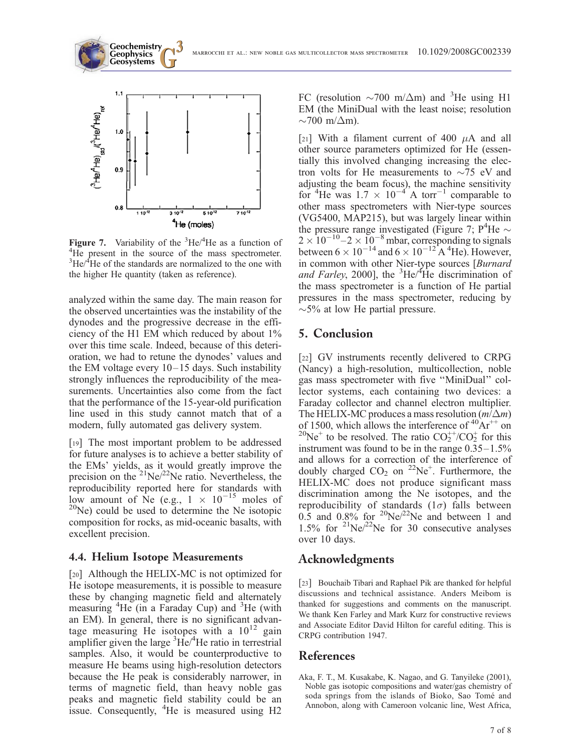Figure 7. Variability of the $^3He/^4He$ as a function of $^4He$ present in the source of the mass spectrometer. $^3He/^4He$ of the standards are normalized to the one with the higher He quantity (taken as reference).

analyzed within the same day. The main reason for the observed uncertainties was the instability of the dynodes and the progressive decrease in the efficiency of the H1 EM which reduced by about 1% over this time scale. Indeed, because of this deterioration, we had to retune the dynodes' values and the EM voltage every 10–15 days. Such instability strongly influences the reproducibility of the measurements. Uncertainties also come from the fact that the performance of the 15-year-old purification line used in this study cannot match that of a modern, fully automated gas delivery system.

[19] The most important problem to be addressed for future analyses is to achieve a better stability of the EMs' yields, as it would greatly improve the precision on the $^{21}Ne/^{22}Ne$ ratio. Nevertheless, the reproducibility reported here for standards with low amount of Ne (e.g., $1 \times 10^{-15}$ moles of $^{20}Ne$) could be used to determine the Ne isotopic composition for rocks, as mid-oceanic basalts, with excellent precision.

### 4.4. Helium Isotope Measurements

[20] Although the HELIX-MC is not optimized for He isotope measurements, it is possible to measure these by changing magnetic field and alternately measuring $^4He$ (in a Faraday Cup) and $^3He$ (with an EM). In general, there is no significant advantage measuring He isotopes with a $10^{12}$ gain amplifier given the large $^3He/^4He$ ratio in terrestrial samples. Also, it would be counterproductive to measure He beams using high-resolution detectors because the He peak is considerably narrower, in terms of magnetic field, than heavy noble gas peaks and magnetic field stability could be an issue. Consequently, $^4He$ is measured using H2 FC (resolution $\sim$700 $m/\Delta m$) and $^3He$ using H1 EM (the MiniDual with the least noise; resolution $\sim$700 $m/\Delta m$).

[21] With a filament current of 400 $\mu$A and all other source parameters optimized for He (essentially this involved changing increasing the electron volts for He measurements to $\sim$75 eV and adjusting the beam focus), the machine sensitivity for $^4He$ was $1.7 \times 10^{-4}$ A torr$^{-1}$ comparable to other mass spectrometers with Nier-type sources (VG5400, MAP215), but was largely linear within the pressure range investigated (Figure 7; $P^4He \sim 2 \times 10^{-10}$–$2 \times 10^{-8}$ mbar, corresponding to signals between $6 \times 10^{-14}$ and $6 \times 10^{-12}$ A $^4He$). However, in common with other Nier-type sources [*Burnard and Farley*, 2000], the $^3He/^4He$ discrimination of the mass spectrometer is a function of He partial pressures in the mass spectrometer, reducing by $\sim$5% at low He partial pressure.

## 5. Conclusion

[22] GV instruments recently delivered to CRPG (Nancy) a high-resolution, multicollection, noble gas mass spectrometer with five "MiniDual" collector systems, each containing two devices: a Faraday collector and channel electron multiplier. The HELIX-MC produces a mass resolution ($m/\Delta m$) of 1500, which allows the interference of $^{40}Ar^{++}$ on $^{20}Ne^+$ to be resolved. The ratio $CO_2^{++}/CO_2^+$ for this instrument was found to be in the range 0.35–1.5% and allows for a correction of the interference of doubly charged $CO_2$ on $^{22}Ne^+$. Furthermore, the HELIX-MC does not produce significant mass discrimination among the Ne isotopes, and the reproducibility of standards (1$\sigma$) falls between 0.5 and 0.8% for $^{20}Ne/^{22}Ne$ and between 1 and 1.5% for $^{21}Ne/^{22}Ne$ for 30 consecutive analyses over 10 days.

## Acknowledgments

[23] Bouchaib Tibari and Raphael Pik are thanked for helpful discussions and technical assistance. Anders Meibom is thanked for suggestions and comments on the manuscript. We thank Ken Farley and Mark Kurz for constructive reviews and Associate Editor David Hilton for careful editing. This is CRPG contribution 1947.

## References

Aka, F. T., M. Kusakabe, K. Nagao, and G. Tanyileke (2001), Noble gas isotopic compositions and water/gas chemistry of soda springs from the islands of Bioko, Sao Tomé and Annobon, along with Cameroon volcanic line, West Africa,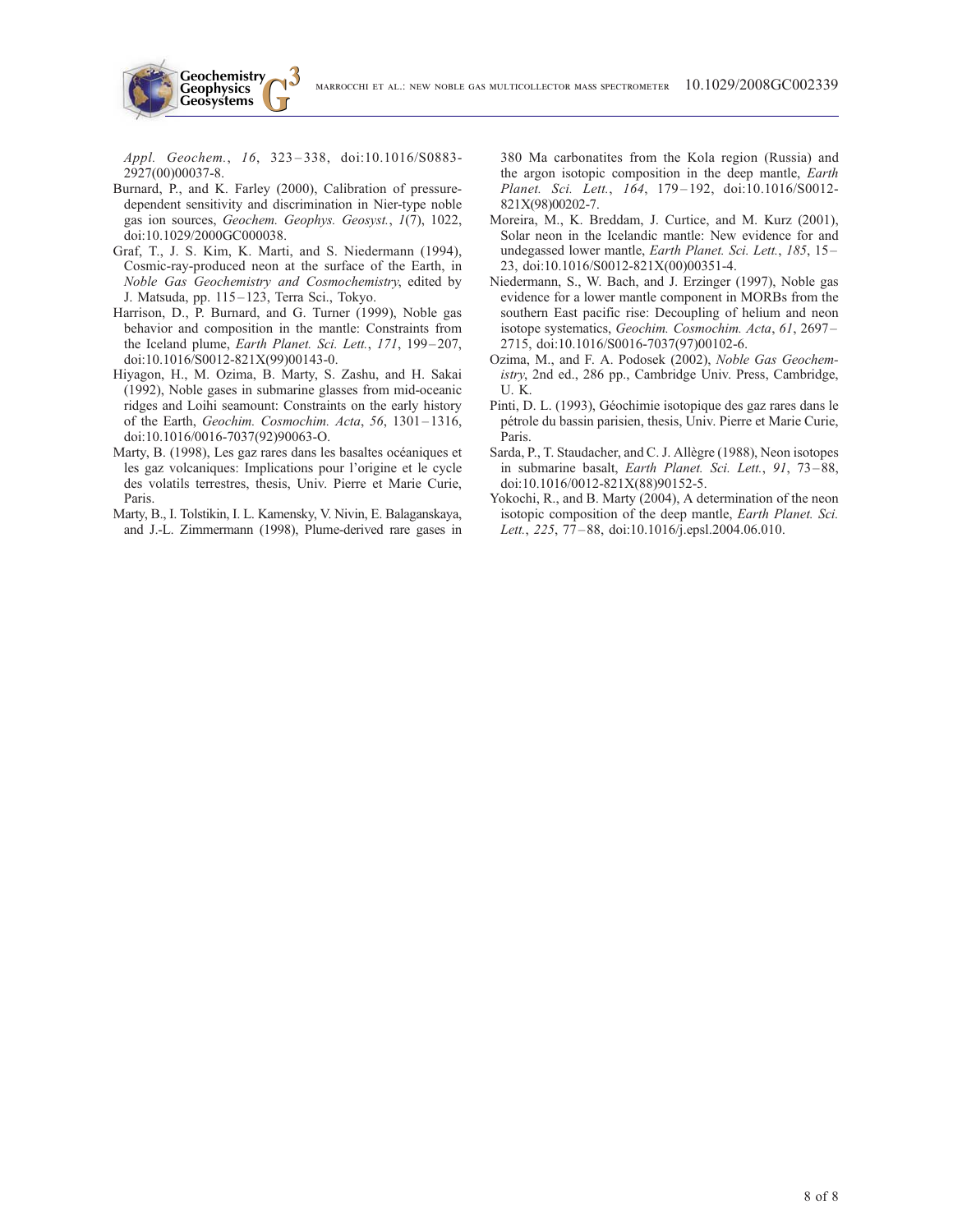*Appl. Geochem.*, *16*, 323–338, doi:10.1016/S0883-2927(00)00037-8.

Burnard, P., and K. Farley (2000), Calibration of pressure-dependent sensitivity and discrimination in Nier-type noble gas ion sources, *Geochem. Geophys. Geosyst.*, *1*(7), 1022, doi:10.1029/2000GC000038.

Graf, T., J. S. Kim, K. Marti, and S. Niedermann (1994), Cosmic-ray-produced neon at the surface of the Earth, in *Noble Gas Geochemistry and Cosmochemistry*, edited by J. Matsuda, pp. 115–123, Terra Sci., Tokyo.

Harrison, D., P. Burnard, and G. Turner (1999), Noble gas behavior and composition in the mantle: Constraints from the Iceland plume, *Earth Planet. Sci. Lett.*, *171*, 199–207, doi:10.1016/S0012-821X(99)00143-0.

Hiyagon, H., M. Ozima, B. Marty, S. Zashu, and H. Sakai (1992), Noble gases in submarine glasses from mid-oceanic ridges and Loihi seamount: Constraints on the early history of the Earth, *Geochim. Cosmochim. Acta*, *56*, 1301–1316, doi:10.1016/0016-7037(92)90063-O.

Marty, B. (1998), Les gaz rares dans les basaltes océaniques et les gaz volcaniques: Implications pour l'origine et le cycle des volatils terrestres, thesis, Univ. Pierre et Marie Curie, Paris.

Marty, B., I. Tolstikin, I. L. Kamensky, V. Nivin, E. Balaganskaya, and J.-L. Zimmermann (1998), Plume-derived rare gases in 380 Ma carbonatites from the Kola region (Russia) and the argon isotopic composition in the deep mantle, *Earth Planet. Sci. Lett.*, *164*, 179–192, doi:10.1016/S0012-821X(98)00202-7.

Moreira, M., K. Breddam, J. Curtice, and M. Kurz (2001), Solar neon in the Icelandic mantle: New evidence for and undegassed lower mantle, *Earth Planet. Sci. Lett.*, *185*, 15–23, doi:10.1016/S0012-821X(00)00351-4.

Niedermann, S., W. Bach, and J. Erzinger (1997), Noble gas evidence for a lower mantle component in MORBs from the southern East pacific rise: Decoupling of helium and neon isotope systematics, *Geochim. Cosmochim. Acta*, *61*, 2697–2715, doi:10.1016/S0016-7037(97)00102-6.

Ozima, M., and F. A. Podosek (2002), *Noble Gas Geochemistry*, 2nd ed., 286 pp., Cambridge Univ. Press, Cambridge, U. K.

Pinti, D. L. (1993), Géochimie isotopique des gaz rares dans le pétrole du bassin parisien, thesis, Univ. Pierre et Marie Curie, Paris.

Sarda, P., T. Staudacher, and C. J. Allègre (1988), Neon isotopes in submarine basalt, *Earth Planet. Sci. Lett.*, *91*, 73–88, doi:10.1016/0012-821X(88)90152-5.

Yokochi, R., and B. Marty (2004), A determination of the neon isotopic composition of the deep mantle, *Earth Planet. Sci. Lett.*, *225*, 77–88, doi:10.1016/j.epsl.2004.06.010.